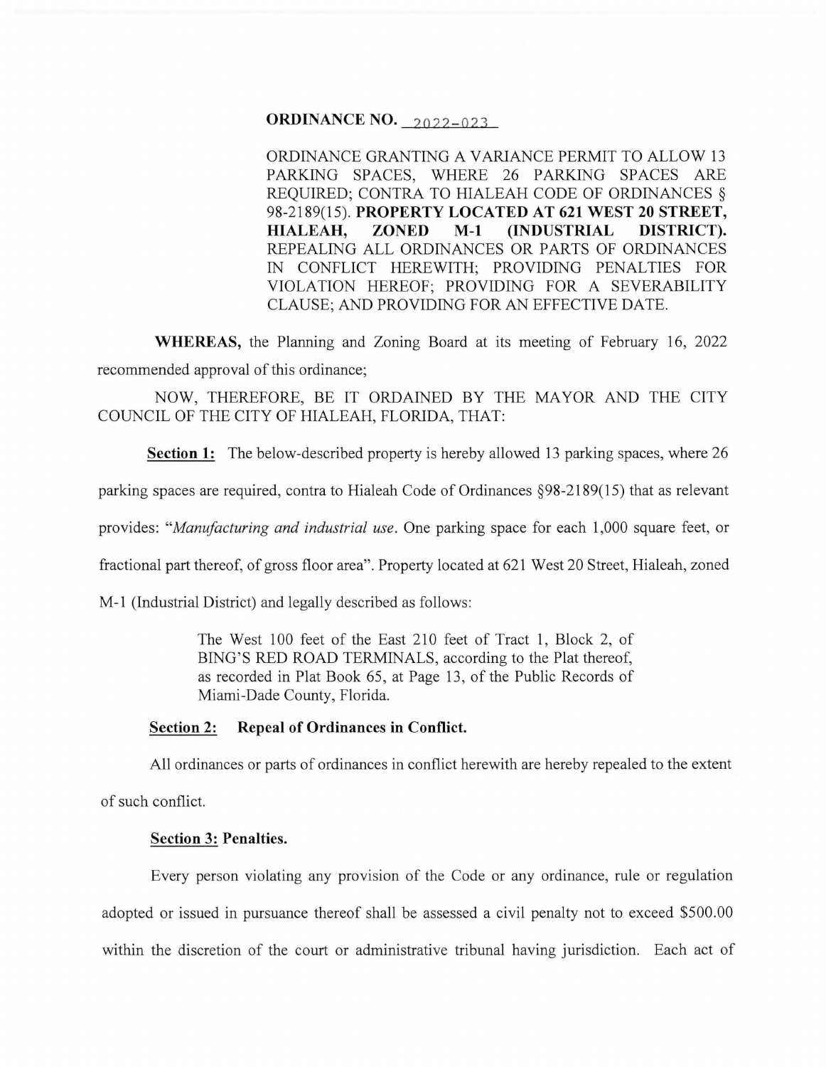# ORDINANCE NO. 2022-023

ORDINANCE GRANTING A VARIANCE PERMIT TO ALLOW 13 PARKING SPACES, WHERE 26 PARKING SPACES ARE REQUIRED; CONTRA TO HIALEAH CODE OF ORDINANCES § 98-2189(15). **PROPERTY LOCATED AT 621 WEST 20 STREET, HIALEAH, ZONED M-1 (INDUSTRIAL DISTRICT).** REPEALING ALL ORDINANCES OR PARTS OF ORDINANCES IN CONFLICT HEREWITH; PROVIDING PENALTIES FOR VIOLATION HEREOF; PROVIDING FOR A SEVERABILITY CLAUSE; AND PROVIDING FOR AN EFFECTIVE DATE.

**WHEREAS,** the Planning and Zoning Board at its meeting of February 16, 2022 recommended approval of this ordinance;

NOW, THEREFORE, BE IT ORDAINED BY THE MAYOR AND THE CITY COUNCIL OF THE CITY OF HIALEAH, FLORIDA, THAT:

**Section 1:** The below-described property is hereby allowed 13 parking spaces, where 26 parking spaces are required, contra to Hialeah Code of Ordinances §98-2189(15) that as relevant provides: "*Manufacturing and industrial use*. One parking space for each 1,000 square feet, or fractional part thereof, of gross floor area". Property located at 621 West 20 Street, Hialeah, zoned M-1 (Industrial District) and legally described as follows:

> The West 100 feet of the East 210 feet of Tract 1, Block 2, of BING'S RED ROAD TERMINALS, according to the Plat thereof, as recorded in Plat Book 65, at Page 13, of the Public Records of Miami-Dade County, Florida.

**Section 2: Repeal of Ordinances in Conflict.**

All ordinances or parts of ordinances in conflict herewith are hereby repealed to the extent of such conflict.

**Section 3: Penalties.**

Every person violating any provision of the Code or any ordinance, rule or regulation adopted or issued in pursuance thereof shall be assessed a civil penalty not to exceed $500.00 within the discretion of the court or administrative tribunal having jurisdiction. Each act of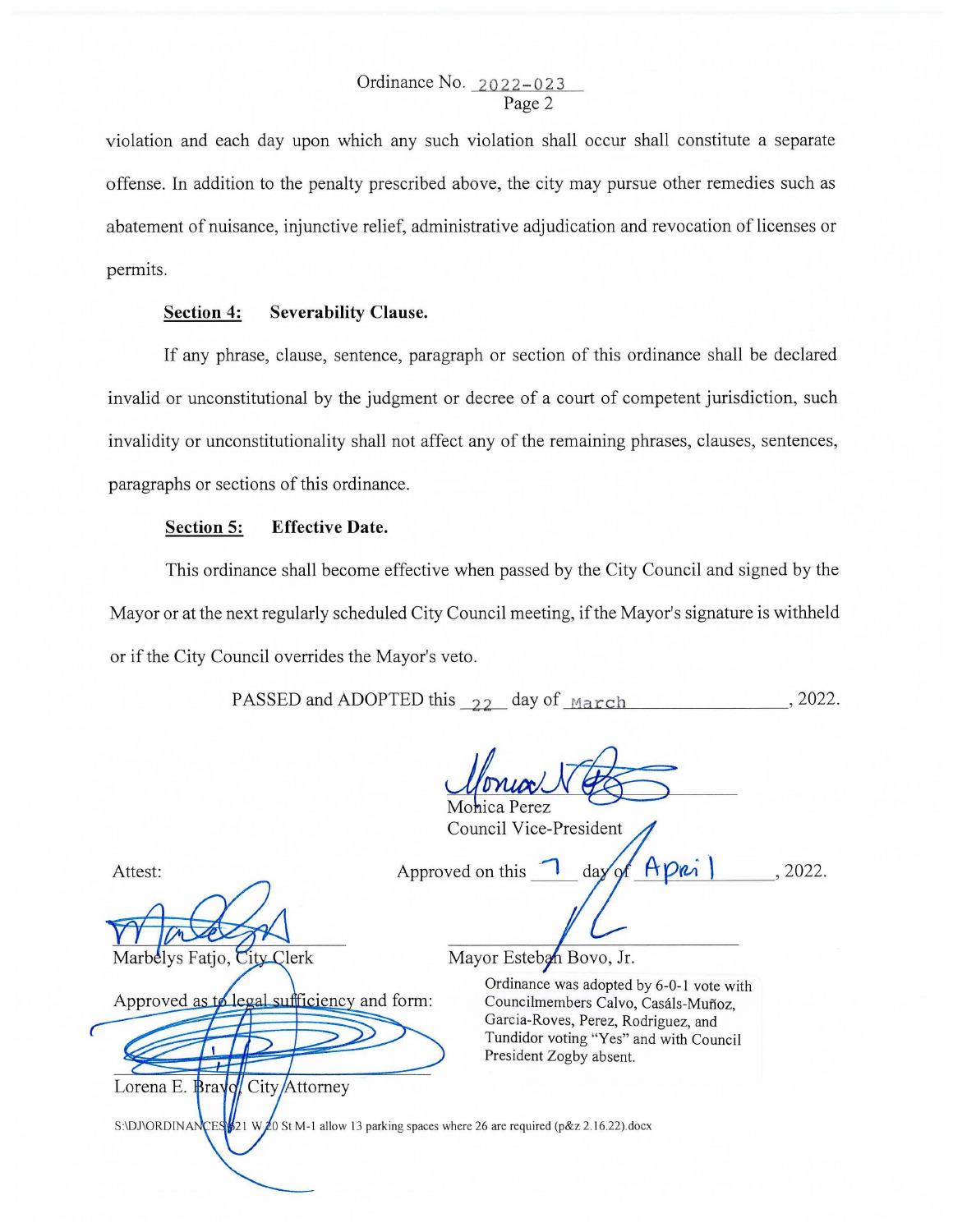violation and each day upon which any such violation shall occur shall constitute a separate offense. In addition to the penalty prescribed above, the city may pursue other remedies such as abatement of nuisance, injunctive relief, administrative adjudication and revocation of licenses or permits.

**Section 4: Severability Clause.**

If any phrase, clause, sentence, paragraph or section of this ordinance shall be declared invalid or unconstitutional by the judgment or decree of a court of competent jurisdiction, such invalidity or unconstitutionality shall not affect any of the remaining phrases, clauses, sentences, paragraphs or sections of this ordinance.

**Section 5: Effective Date.**

This ordinance shall become effective when passed by the City Council and signed by the Mayor or at the next regularly scheduled City Council meeting, if the Mayor's signature is withheld or if the City Council overrides the Mayor's veto.

PASSED and ADOPTED this 22 day of March, 2022.

Monica Perez
Council Vice-President

Approved on this 7 day of April, 2022.

Attest:

Marbelys Fatjo, City Clerk

Mayor Esteban Bovo, Jr.

Approved as to legal sufficiency and form:

Lorena E. Bravo, City Attorney

Ordinance was adopted by 6-0-1 vote with Councilmembers Calvo, Casáls-Muñoz, Garcia-Roves, Perez, Rodriguez, and Tundidor voting "Yes" and with Council President Zogby absent.

S:\DJ\ORDINANCES\521 W 20 St M-1 allow 13 parking spaces where 26 are required (p&z 2.16.22).docx